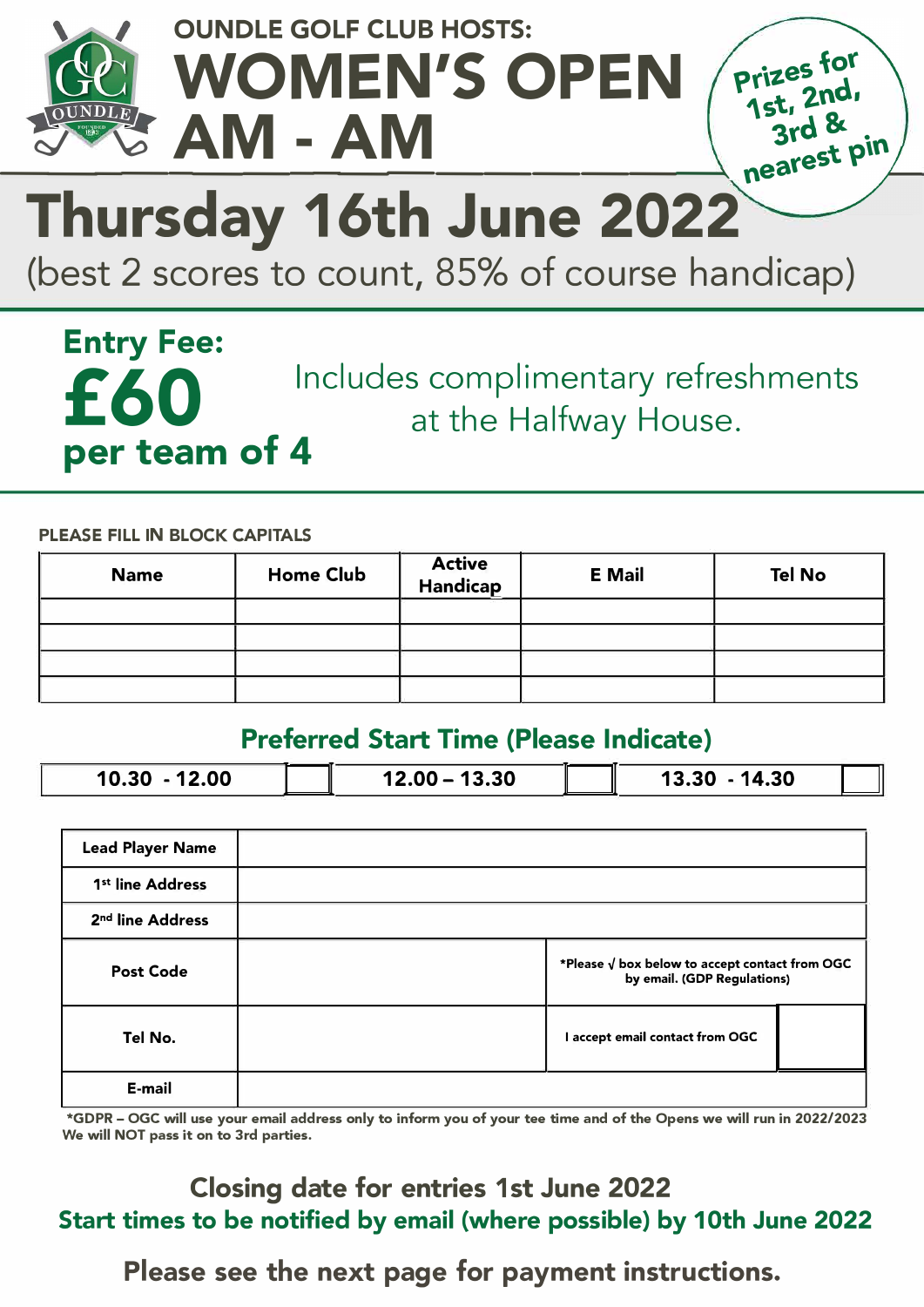OUNDLE GOLF CLUB HOSTS:

# WOMEN'S OPEN AM - AM

Prizes for 1st, 2nd, 3rd & nearest pin

## Thursday 16th June 2022

(best 2 scores to count, 85% of course handicap)

**Entry Fee:**
**£60**
**per team of 4**

Includes complimentary refreshments at the Halfway House.

PLEASE FILL IN BLOCK CAPITALS

| Name | Home Club | Active Handicap | E Mail | Tel No |
|---|---|---|---|---|
| | | | | |
| | | | | |
| | | | | |
| | | | | |

### Preferred Start Time (Please Indicate)

| 10.30 - 12.00 | | 12.00 – 13.30 | | 13.30 - 14.30 | |
|---|---|---|---|---|---|

| Lead Player Name | | | |
|---|---|---|---|
| 1st line Address | | | |
| 2nd line Address | | | |
| Post Code | | *Please √ box below to accept contact from OGC by email. (GDP Regulations) | |
| Tel No. | | I accept email contact from OGC | |
| E-mail | | | |

*GDPR – OGC will use your email address only to inform you of your tee time and of the Opens we will run in 2022/2023 We will NOT pass it on to 3rd parties.

**Closing date for entries 1st June 2022**

**Start times to be notified by email (where possible) by 10th June 2022**

**Please see the next page for payment instructions.**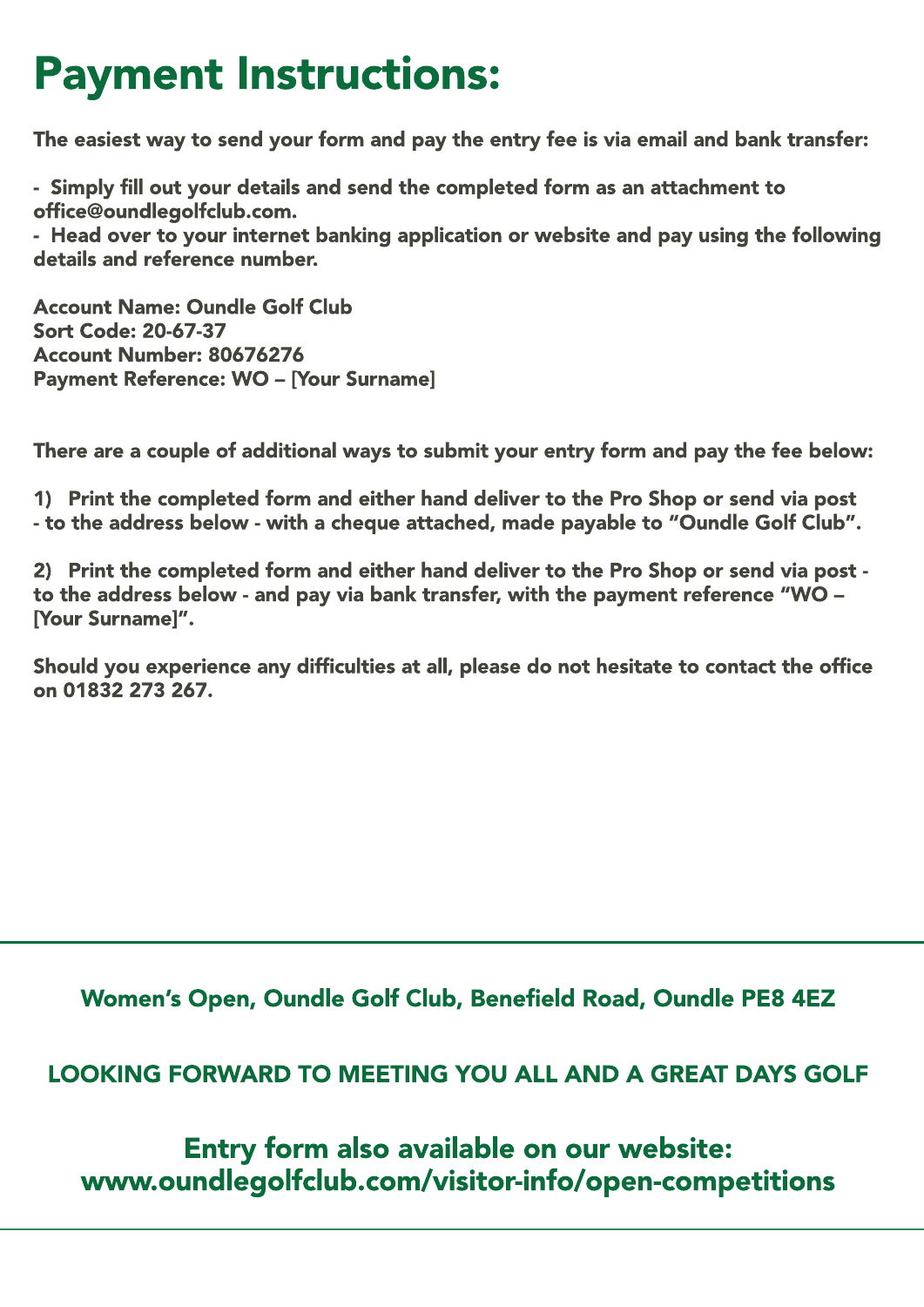# Payment Instructions:

**The easiest way to send your form and pay the entry fee is via email and bank transfer:**

**- Simply fill out your details and send the completed form as an attachment to office@oundlegolfclub.com.**
**- Head over to your internet banking application or website and pay using the following details and reference number.**

**Account Name: Oundle Golf Club**
**Sort Code: 20-67-37**
**Account Number: 80676276**
**Payment Reference: WO – [Your Surname]**

**There are a couple of additional ways to submit your entry form and pay the fee below:**

**1) Print the completed form and either hand deliver to the Pro Shop or send via post - to the address below - with a cheque attached, made payable to "Oundle Golf Club".**

**2) Print the completed form and either hand deliver to the Pro Shop or send via post - to the address below - and pay via bank transfer, with the payment reference "WO – [Your Surname]".**

**Should you experience any difficulties at all, please do not hesitate to contact the office on 01832 273 267.**

---

**Women's Open, Oundle Golf Club, Benefield Road, Oundle PE8 4EZ**

**LOOKING FORWARD TO MEETING YOU ALL AND A GREAT DAYS GOLF**

## Entry form also available on our website: www.oundlegolfclub.com/visitor-info/open-competitions

---